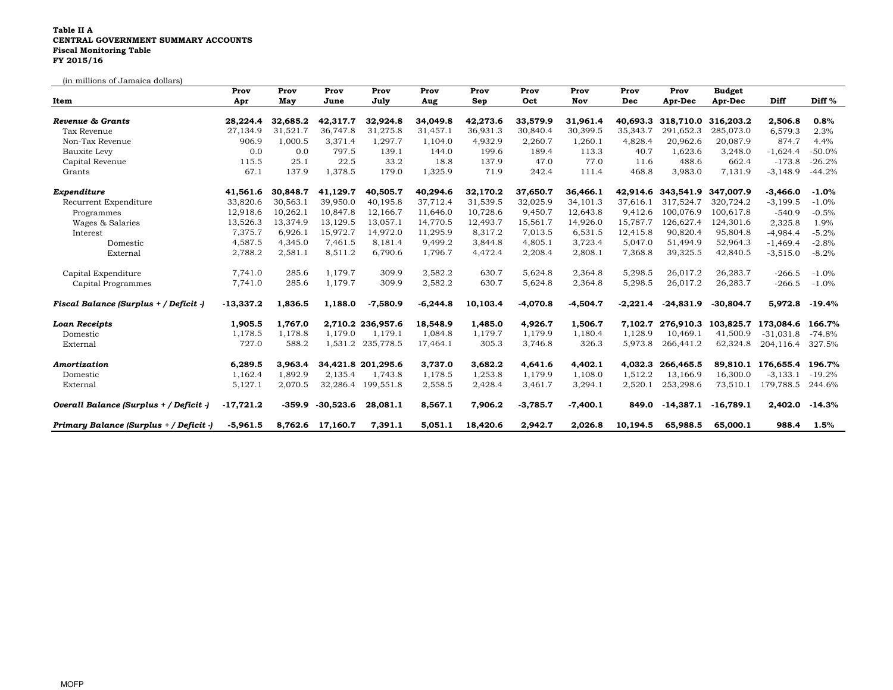**Table II A**
**CENTRAL GOVERNMENT SUMMARY ACCOUNTS**
**Fiscal Monitoring Table**
**FY 2015/16**

(in millions of Jamaica dollars)

| Item | Prov Apr | Prov May | Prov June | Prov July | Prov Aug | Prov Sep | Prov Oct | Prov Nov | Prov Dec | Prov Apr-Dec | Budget Apr-Dec | Diff | Diff % |
|---|---|---|---|---|---|---|---|---|---|---|---|---|---|
| ***Revenue & Grants*** | **28,224.4** | **32,685.2** | **42,317.7** | **32,924.8** | **34,049.8** | **42,273.6** | **33,579.9** | **31,961.4** | **40,693.3** | **318,710.0** | **316,203.2** | **2,506.8** | **0.8%** |
| Tax Revenue | 27,134.9 | 31,521.7 | 36,747.8 | 31,275.8 | 31,457.1 | 36,931.3 | 30,840.4 | 30,399.5 | 35,343.7 | 291,652.3 | 285,073.0 | 6,579.3 | 2.3% |
| Non-Tax Revenue | 906.9 | 1,000.5 | 3,371.4 | 1,297.7 | 1,104.0 | 4,932.9 | 2,260.7 | 1,260.1 | 4,828.4 | 20,962.6 | 20,087.9 | 874.7 | 4.4% |
| Bauxite Levy | 0.0 | 0.0 | 797.5 | 139.1 | 144.0 | 199.6 | 189.4 | 113.3 | 40.7 | 1,623.6 | 3,248.0 | -1,624.4 | -50.0% |
| Capital Revenue | 115.5 | 25.1 | 22.5 | 33.2 | 18.8 | 137.9 | 47.0 | 77.0 | 11.6 | 488.6 | 662.4 | -173.8 | -26.2% |
| Grants | 67.1 | 137.9 | 1,378.5 | 179.0 | 1,325.9 | 71.9 | 242.4 | 111.4 | 468.8 | 3,983.0 | 7,131.9 | -3,148.9 | -44.2% |
| ***Expenditure*** | **41,561.6** | **30,848.7** | **41,129.7** | **40,505.7** | **40,294.6** | **32,170.2** | **37,650.7** | **36,466.1** | **42,914.6** | **343,541.9** | **347,007.9** | **-3,466.0** | **-1.0%** |
| Recurrent Expenditure | 33,820.6 | 30,563.1 | 39,950.0 | 40,195.8 | 37,712.4 | 31,539.5 | 32,025.9 | 34,101.3 | 37,616.1 | 317,524.7 | 320,724.2 | -3,199.5 | -1.0% |
| Programmes | 12,918.6 | 10,262.1 | 10,847.8 | 12,166.7 | 11,646.0 | 10,728.6 | 9,450.7 | 12,643.8 | 9,412.6 | 100,076.9 | 100,617.8 | -540.9 | -0.5% |
| Wages & Salaries | 13,526.3 | 13,374.9 | 13,129.5 | 13,057.1 | 14,770.5 | 12,493.7 | 15,561.7 | 14,926.0 | 15,787.7 | 126,627.4 | 124,301.6 | 2,325.8 | 1.9% |
| Interest | 7,375.7 | 6,926.1 | 15,972.7 | 14,972.0 | 11,295.9 | 8,317.2 | 7,013.5 | 6,531.5 | 12,415.8 | 90,820.4 | 95,804.8 | -4,984.4 | -5.2% |
| Domestic | 4,587.5 | 4,345.0 | 7,461.5 | 8,181.4 | 9,499.2 | 3,844.8 | 4,805.1 | 3,723.4 | 5,047.0 | 51,494.9 | 52,964.3 | -1,469.4 | -2.8% |
| External | 2,788.2 | 2,581.1 | 8,511.2 | 6,790.6 | 1,796.7 | 4,472.4 | 2,208.4 | 2,808.1 | 7,368.8 | 39,325.5 | 42,840.5 | -3,515.0 | -8.2% |
| Capital Expenditure | 7,741.0 | 285.6 | 1,179.7 | 309.9 | 2,582.2 | 630.7 | 5,624.8 | 2,364.8 | 5,298.5 | 26,017.2 | 26,283.7 | -266.5 | -1.0% |
| Capital Programmes | 7,741.0 | 285.6 | 1,179.7 | 309.9 | 2,582.2 | 630.7 | 5,624.8 | 2,364.8 | 5,298.5 | 26,017.2 | 26,283.7 | -266.5 | -1.0% |
| ***Fiscal Balance (Surplus + / Deficit -)*** | **-13,337.2** | **1,836.5** | **1,188.0** | **-7,580.9** | **-6,244.8** | **10,103.4** | **-4,070.8** | **-4,504.7** | **-2,221.4** | **-24,831.9** | **-30,804.7** | **5,972.8** | **-19.4%** |
| ***Loan Receipts*** | **1,905.5** | **1,767.0** | **2,710.2** | **236,957.6** | **18,548.9** | **1,485.0** | **4,926.7** | **1,506.7** | **7,102.7** | **276,910.3** | **103,825.7** | **173,084.6** | **166.7%** |
| Domestic | 1,178.5 | 1,178.8 | 1,179.0 | 1,179.1 | 1,084.8 | 1,179.7 | 1,179.9 | 1,180.4 | 1,128.9 | 10,469.1 | 41,500.9 | -31,031.8 | -74.8% |
| External | 727.0 | 588.2 | 1,531.2 | 235,778.5 | 17,464.1 | 305.3 | 3,746.8 | 326.3 | 5,973.8 | 266,441.2 | 62,324.8 | 204,116.4 | 327.5% |
| ***Amortization*** | **6,289.5** | **3,963.4** | **34,421.8** | **201,295.6** | **3,737.0** | **3,682.2** | **4,641.6** | **4,402.1** | **4,032.3** | **266,465.5** | **89,810.1** | **176,655.4** | **196.7%** |
| Domestic | 1,162.4 | 1,892.9 | 2,135.4 | 1,743.8 | 1,178.5 | 1,253.8 | 1,179.9 | 1,108.0 | 1,512.2 | 13,166.9 | 16,300.0 | -3,133.1 | -19.2% |
| External | 5,127.1 | 2,070.5 | 32,286.4 | 199,551.8 | 2,558.5 | 2,428.4 | 3,461.7 | 3,294.1 | 2,520.1 | 253,298.6 | 73,510.1 | 179,788.5 | 244.6% |
| ***Overall Balance (Surplus + / Deficit -)*** | **-17,721.2** | **-359.9** | **-30,523.6** | **28,081.1** | **8,567.1** | **7,906.2** | **-3,785.7** | **-7,400.1** | **849.0** | **-14,387.1** | **-16,789.1** | **2,402.0** | **-14.3%** |
| ***Primary Balance (Surplus + / Deficit -)*** | **-5,961.5** | **8,762.6** | **17,160.7** | **7,391.1** | **5,051.1** | **18,420.6** | **2,942.7** | **2,026.8** | **10,194.5** | **65,988.5** | **65,000.1** | **988.4** | **1.5%** |

MOFP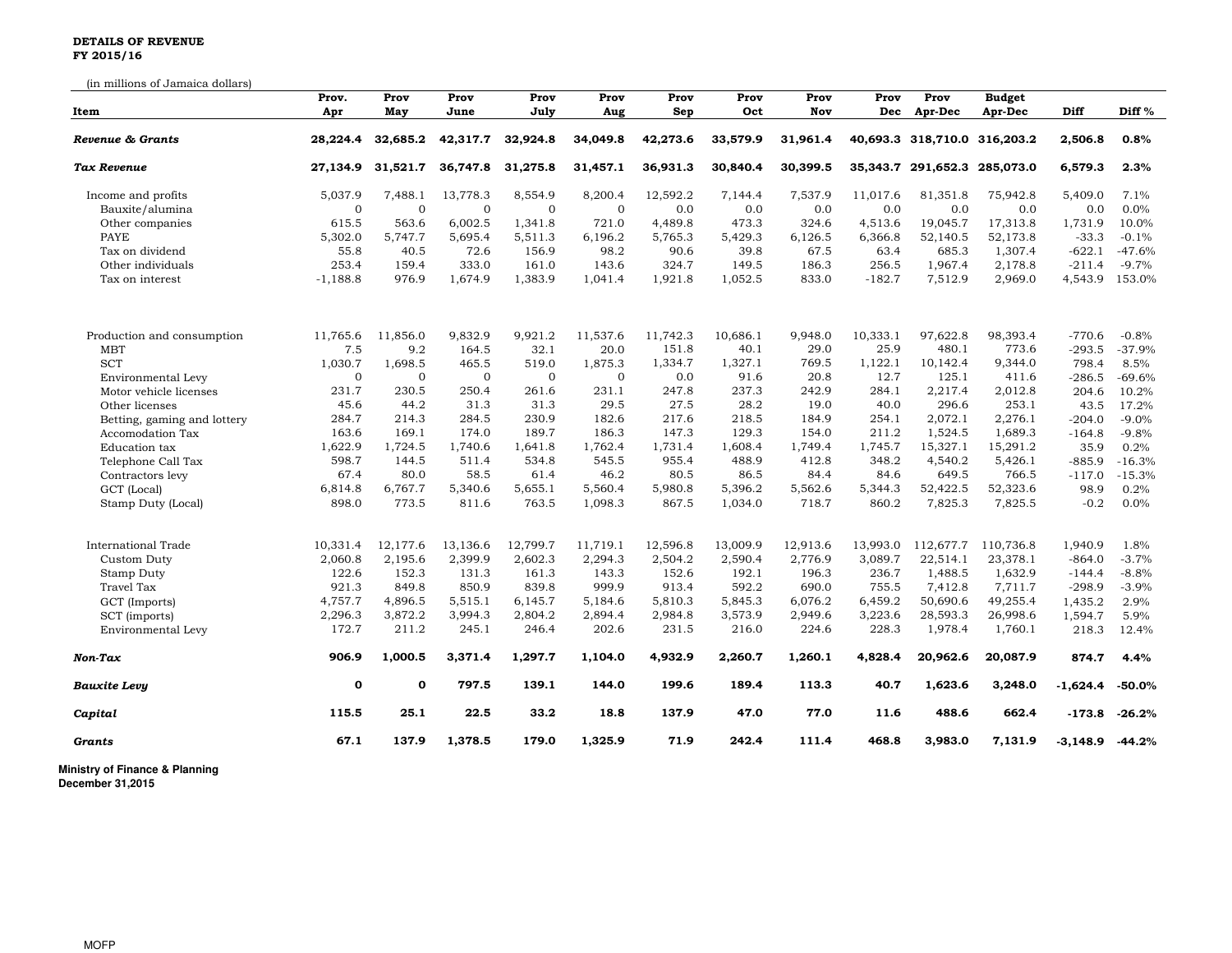**DETAILS OF REVENUE**
**FY 2015/16**

(in millions of Jamaica dollars)

| Item | Prov. Apr | Prov May | Prov June | Prov July | Prov Aug | Prov Sep | Prov Oct | Prov Nov | Prov Dec | Prov Apr-Dec | Budget Apr-Dec | Diff | Diff % |
|---|---|---|---|---|---|---|---|---|---|---|---|---|---|
| ***Revenue & Grants*** | **28,224.4** | **32,685.2** | **42,317.7** | **32,924.8** | **34,049.8** | **42,273.6** | **33,579.9** | **31,961.4** | **40,693.3** | **318,710.0** | **316,203.2** | **2,506.8** | **0.8%** |
| ***Tax Revenue*** | **27,134.9** | **31,521.7** | **36,747.8** | **31,275.8** | **31,457.1** | **36,931.3** | **30,840.4** | **30,399.5** | **35,343.7** | **291,652.3** | **285,073.0** | **6,579.3** | **2.3%** |
| Income and profits | 5,037.9 | 7,488.1 | 13,778.3 | 8,554.9 | 8,200.4 | 12,592.2 | 7,144.4 | 7,537.9 | 11,017.6 | 81,351.8 | 75,942.8 | 5,409.0 | 7.1% |
| Bauxite/alumina | 0 | 0 | 0 | 0 | 0 | 0.0 | 0.0 | 0.0 | 0.0 | 0.0 | 0.0 | 0.0 | 0.0% |
| Other companies | 615.5 | 563.6 | 6,002.5 | 1,341.8 | 721.0 | 4,489.8 | 473.3 | 324.6 | 4,513.6 | 19,045.7 | 17,313.8 | 1,731.9 | 10.0% |
| PAYE | 5,302.0 | 5,747.7 | 5,695.4 | 5,511.3 | 6,196.2 | 5,765.3 | 5,429.3 | 6,126.5 | 6,366.8 | 52,140.5 | 52,173.8 | -33.3 | -0.1% |
| Tax on dividend | 55.8 | 40.5 | 72.6 | 156.9 | 98.2 | 90.6 | 39.8 | 67.5 | 63.4 | 685.3 | 1,307.4 | -622.1 | -47.6% |
| Other individuals | 253.4 | 159.4 | 333.0 | 161.0 | 143.6 | 324.7 | 149.5 | 186.3 | 256.5 | 1,967.4 | 2,178.8 | -211.4 | -9.7% |
| Tax on interest | -1,188.8 | 976.9 | 1,674.9 | 1,383.9 | 1,041.4 | 1,921.8 | 1,052.5 | 833.0 | -182.7 | 7,512.9 | 2,969.0 | 4,543.9 | 153.0% |
| Production and consumption | 11,765.6 | 11,856.0 | 9,832.9 | 9,921.2 | 11,537.6 | 11,742.3 | 10,686.1 | 9,948.0 | 10,333.1 | 97,622.8 | 98,393.4 | -770.6 | -0.8% |
| MBT | 7.5 | 9.2 | 164.5 | 32.1 | 20.0 | 151.8 | 40.1 | 29.0 | 25.9 | 480.1 | 773.6 | -293.5 | -37.9% |
| SCT | 1,030.7 | 1,698.5 | 465.5 | 519.0 | 1,875.3 | 1,334.7 | 1,327.1 | 769.5 | 1,122.1 | 10,142.4 | 9,344.0 | 798.4 | 8.5% |
| Environmental Levy | 0 | 0 | 0 | 0 | 0 | 0.0 | 91.6 | 20.8 | 12.7 | 125.1 | 411.6 | -286.5 | -69.6% |
| Motor vehicle licenses | 231.7 | 230.5 | 250.4 | 261.6 | 231.1 | 247.8 | 237.3 | 242.9 | 284.1 | 2,217.4 | 2,012.8 | 204.6 | 10.2% |
| Other licenses | 45.6 | 44.2 | 31.3 | 31.3 | 29.5 | 27.5 | 28.2 | 19.0 | 40.0 | 296.6 | 253.1 | 43.5 | 17.2% |
| Betting, gaming and lottery | 284.7 | 214.3 | 284.5 | 230.9 | 182.6 | 217.6 | 218.5 | 184.9 | 254.1 | 2,072.1 | 2,276.1 | -204.0 | -9.0% |
| Accomodation Tax | 163.6 | 169.1 | 174.0 | 189.7 | 186.3 | 147.3 | 129.3 | 154.0 | 211.2 | 1,524.5 | 1,689.3 | -164.8 | -9.8% |
| Education tax | 1,622.9 | 1,724.5 | 1,740.6 | 1,641.8 | 1,762.4 | 1,731.4 | 1,608.4 | 1,749.4 | 1,745.7 | 15,327.1 | 15,291.2 | 35.9 | 0.2% |
| Telephone Call Tax | 598.7 | 144.5 | 511.4 | 534.8 | 545.5 | 955.4 | 488.9 | 412.8 | 348.2 | 4,540.2 | 5,426.1 | -885.9 | -16.3% |
| Contractors levy | 67.4 | 80.0 | 58.5 | 61.4 | 46.2 | 80.5 | 86.5 | 84.4 | 84.6 | 649.5 | 766.5 | -117.0 | -15.3% |
| GCT (Local) | 6,814.8 | 6,767.7 | 5,340.6 | 5,655.1 | 5,560.4 | 5,980.8 | 5,396.2 | 5,562.6 | 5,344.3 | 52,422.5 | 52,323.6 | 98.9 | 0.2% |
| Stamp Duty (Local) | 898.0 | 773.5 | 811.6 | 763.5 | 1,098.3 | 867.5 | 1,034.0 | 718.7 | 860.2 | 7,825.3 | 7,825.5 | -0.2 | 0.0% |
| International Trade | 10,331.4 | 12,177.6 | 13,136.6 | 12,799.7 | 11,719.1 | 12,596.8 | 13,009.9 | 12,913.6 | 13,993.0 | 112,677.7 | 110,736.8 | 1,940.9 | 1.8% |
| Custom Duty | 2,060.8 | 2,195.6 | 2,399.9 | 2,602.3 | 2,294.3 | 2,504.2 | 2,590.4 | 2,776.9 | 3,089.7 | 22,514.1 | 23,378.1 | -864.0 | -3.7% |
| Stamp Duty | 122.6 | 152.3 | 131.3 | 161.3 | 143.3 | 152.6 | 192.1 | 196.3 | 236.7 | 1,488.5 | 1,632.9 | -144.4 | -8.8% |
| Travel Tax | 921.3 | 849.8 | 850.9 | 839.8 | 999.9 | 913.4 | 592.2 | 690.0 | 755.5 | 7,412.8 | 7,711.7 | -298.9 | -3.9% |
| GCT (Imports) | 4,757.7 | 4,896.5 | 5,515.1 | 6,145.7 | 5,184.6 | 5,810.3 | 5,845.3 | 6,076.2 | 6,459.2 | 50,690.6 | 49,255.4 | 1,435.2 | 2.9% |
| SCT (imports) | 2,296.3 | 3,872.2 | 3,994.3 | 2,804.2 | 2,894.4 | 2,984.8 | 3,573.9 | 2,949.6 | 3,223.6 | 28,593.3 | 26,998.6 | 1,594.7 | 5.9% |
| Environmental Levy | 172.7 | 211.2 | 245.1 | 246.4 | 202.6 | 231.5 | 216.0 | 224.6 | 228.3 | 1,978.4 | 1,760.1 | 218.3 | 12.4% |
| ***Non-Tax*** | **906.9** | **1,000.5** | **3,371.4** | **1,297.7** | **1,104.0** | **4,932.9** | **2,260.7** | **1,260.1** | **4,828.4** | **20,962.6** | **20,087.9** | **874.7** | **4.4%** |
| ***Bauxite Levy*** | **0** | **0** | **797.5** | **139.1** | **144.0** | **199.6** | **189.4** | **113.3** | **40.7** | **1,623.6** | **3,248.0** | **-1,624.4** | **-50.0%** |
| ***Capital*** | **115.5** | **25.1** | **22.5** | **33.2** | **18.8** | **137.9** | **47.0** | **77.0** | **11.6** | **488.6** | **662.4** | **-173.8** | **-26.2%** |
| ***Grants*** | **67.1** | **137.9** | **1,378.5** | **179.0** | **1,325.9** | **71.9** | **242.4** | **111.4** | **468.8** | **3,983.0** | **7,131.9** | **-3,148.9** | **-44.2%** |

**Ministry of Finance & Planning**
**December 31,2015**

MOFP